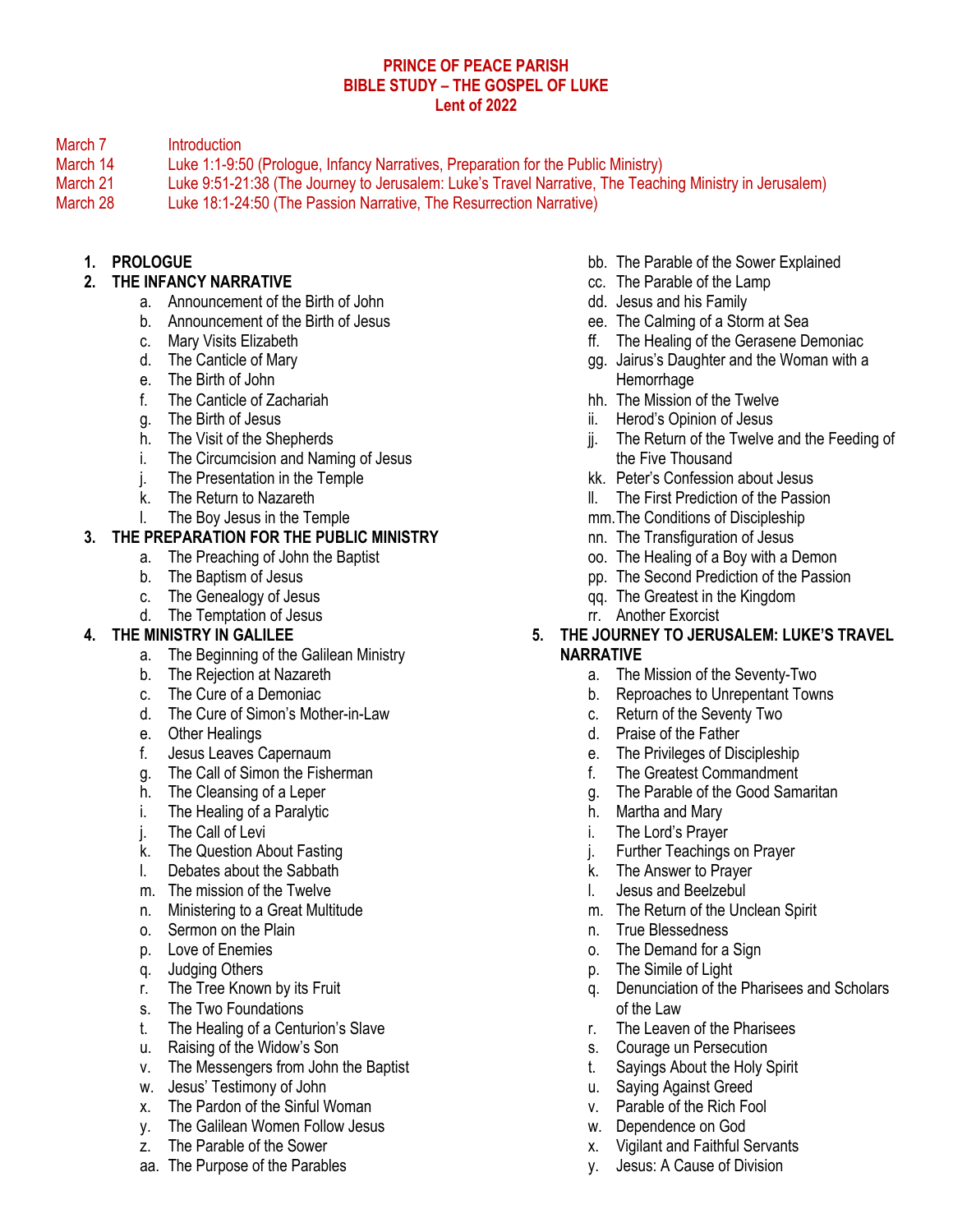# PRINCE OF PEACE PARISH
## BIBLE STUDY – THE GOSPEL OF LUKE
### Lent of 2022

| | |
|---|---|
| March 7 | Introduction |
| March 14 | Luke 1:1-9:50 (Prologue, Infancy Narratives, Preparation for the Public Ministry) |
| March 21 | Luke 9:51-21:38 (The Journey to Jerusalem: Luke's Travel Narrative, The Teaching Ministry in Jerusalem) |
| March 28 | Luke 18:1-24:50 (The Passion Narrative, The Resurrection Narrative) |

1. **PROLOGUE**
2. **THE INFANCY NARRATIVE**
   a. Announcement of the Birth of John
   b. Announcement of the Birth of Jesus
   c. Mary Visits Elizabeth
   d. The Canticle of Mary
   e. The Birth of John
   f. The Canticle of Zachariah
   g. The Birth of Jesus
   h. The Visit of the Shepherds
   i. The Circumcision and Naming of Jesus
   j. The Presentation in the Temple
   k. The Return to Nazareth
   l. The Boy Jesus in the Temple
3. **THE PREPARATION FOR THE PUBLIC MINISTRY**
   a. The Preaching of John the Baptist
   b. The Baptism of Jesus
   c. The Genealogy of Jesus
   d. The Temptation of Jesus
4. **THE MINISTRY IN GALILEE**
   a. The Beginning of the Galilean Ministry
   b. The Rejection at Nazareth
   c. The Cure of a Demoniac
   d. The Cure of Simon's Mother-in-Law
   e. Other Healings
   f. Jesus Leaves Capernaum
   g. The Call of Simon the Fisherman
   h. The Cleansing of a Leper
   i. The Healing of a Paralytic
   j. The Call of Levi
   k. The Question About Fasting
   l. Debates about the Sabbath
   m. The mission of the Twelve
   n. Ministering to a Great Multitude
   o. Sermon on the Plain
   p. Love of Enemies
   q. Judging Others
   r. The Tree Known by its Fruit
   s. The Two Foundations
   t. The Healing of a Centurion's Slave
   u. Raising of the Widow's Son
   v. The Messengers from John the Baptist
   w. Jesus' Testimony of John
   x. The Pardon of the Sinful Woman
   y. The Galilean Women Follow Jesus
   z. The Parable of the Sower
   aa. The Purpose of the Parables
   bb. The Parable of the Sower Explained
   cc. The Parable of the Lamp
   dd. Jesus and his Family
   ee. The Calming of a Storm at Sea
   ff. The Healing of the Gerasene Demoniac
   gg. Jairus's Daughter and the Woman with a Hemorrhage
   hh. The Mission of the Twelve
   ii. Herod's Opinion of Jesus
   jj. The Return of the Twelve and the Feeding of the Five Thousand
   kk. Peter's Confession about Jesus
   ll. The First Prediction of the Passion
   mm. The Conditions of Discipleship
   nn. The Transfiguration of Jesus
   oo. The Healing of a Boy with a Demon
   pp. The Second Prediction of the Passion
   qq. The Greatest in the Kingdom
   rr. Another Exorcist
5. **THE JOURNEY TO JERUSALEM: LUKE'S TRAVEL NARRATIVE**
   a. The Mission of the Seventy-Two
   b. Reproaches to Unrepentant Towns
   c. Return of the Seventy Two
   d. Praise of the Father
   e. The Privileges of Discipleship
   f. The Greatest Commandment
   g. The Parable of the Good Samaritan
   h. Martha and Mary
   i. The Lord's Prayer
   j. Further Teachings on Prayer
   k. The Answer to Prayer
   l. Jesus and Beelzebul
   m. The Return of the Unclean Spirit
   n. True Blessedness
   o. The Demand for a Sign
   p. The Simile of Light
   q. Denunciation of the Pharisees and Scholars of the Law
   r. The Leaven of the Pharisees
   s. Courage un Persecution
   t. Sayings About the Holy Spirit
   u. Saying Against Greed
   v. Parable of the Rich Fool
   w. Dependence on God
   x. Vigilant and Faithful Servants
   y. Jesus: A Cause of Division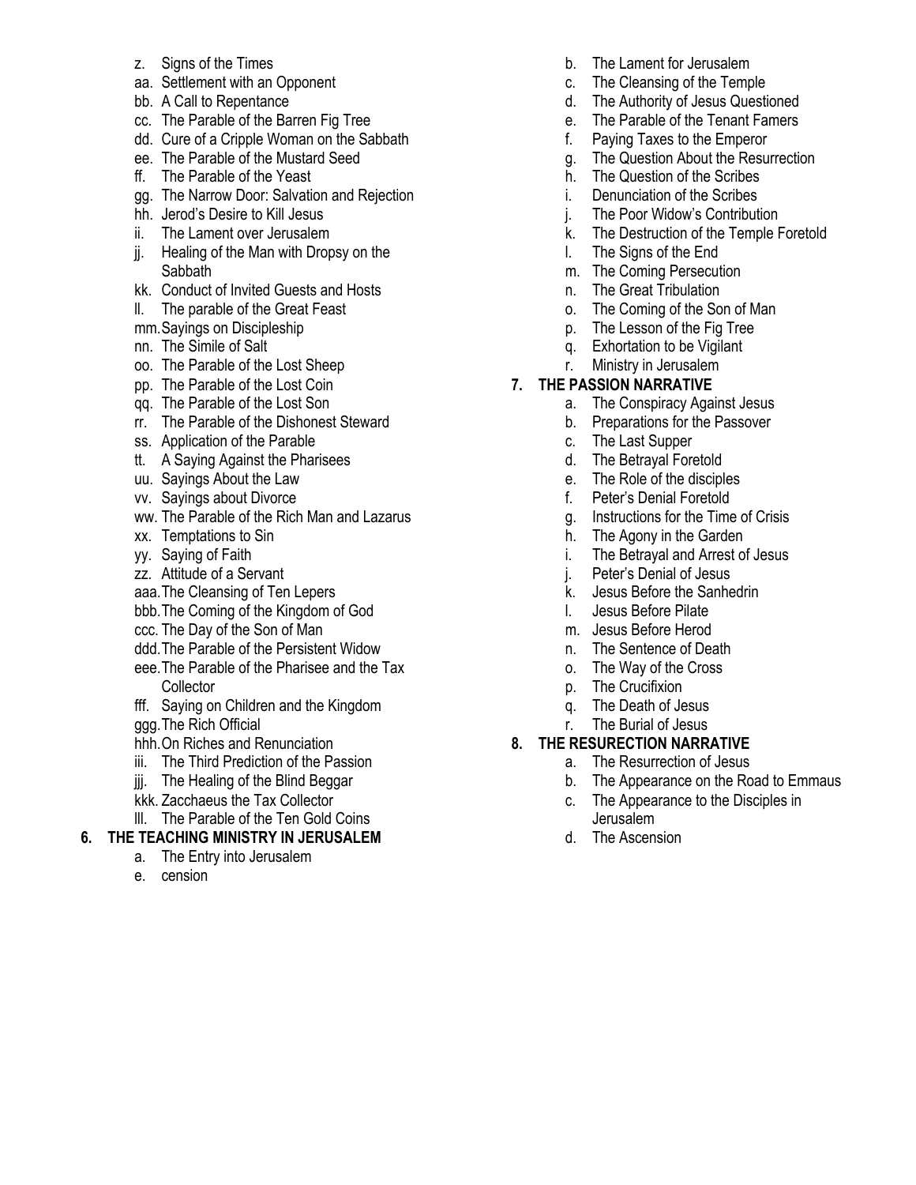z. Signs of the Times
aa. Settlement with an Opponent
bb. A Call to Repentance
cc. The Parable of the Barren Fig Tree
dd. Cure of a Cripple Woman on the Sabbath
ee. The Parable of the Mustard Seed
ff. The Parable of the Yeast
gg. The Narrow Door: Salvation and Rejection
hh. Jerod's Desire to Kill Jesus
ii. The Lament over Jerusalem
jj. Healing of the Man with Dropsy on the Sabbath
kk. Conduct of Invited Guests and Hosts
ll. The parable of the Great Feast
mm. Sayings on Discipleship
nn. The Simile of Salt
oo. The Parable of the Lost Sheep
pp. The Parable of the Lost Coin
qq. The Parable of the Lost Son
rr. The Parable of the Dishonest Steward
ss. Application of the Parable
tt. A Saying Against the Pharisees
uu. Sayings About the Law
vv. Sayings about Divorce
ww. The Parable of the Rich Man and Lazarus
xx. Temptations to Sin
yy. Saying of Faith
zz. Attitude of a Servant
aaa. The Cleansing of Ten Lepers
bbb. The Coming of the Kingdom of God
ccc. The Day of the Son of Man
ddd. The Parable of the Persistent Widow
eee. The Parable of the Pharisee and the Tax Collector
fff. Saying on Children and the Kingdom
ggg. The Rich Official
hhh. On Riches and Renunciation
iii. The Third Prediction of the Passion
jjj. The Healing of the Blind Beggar
kkk. Zacchaeus the Tax Collector
lll. The Parable of the Ten Gold Coins

**6. THE TEACHING MINISTRY IN JERUSALEM**

a. The Entry into Jerusalem
e. cension
b. The Lament for Jerusalem
c. The Cleansing of the Temple
d. The Authority of Jesus Questioned
e. The Parable of the Tenant Famers
f. Paying Taxes to the Emperor
g. The Question About the Resurrection
h. The Question of the Scribes
i. Denunciation of the Scribes
j. The Poor Widow's Contribution
k. The Destruction of the Temple Foretold
l. The Signs of the End
m. The Coming Persecution
n. The Great Tribulation
o. The Coming of the Son of Man
p. The Lesson of the Fig Tree
q. Exhortation to be Vigilant
r. Ministry in Jerusalem

**7. THE PASSION NARRATIVE**

a. The Conspiracy Against Jesus
b. Preparations for the Passover
c. The Last Supper
d. The Betrayal Foretold
e. The Role of the disciples
f. Peter's Denial Foretold
g. Instructions for the Time of Crisis
h. The Agony in the Garden
i. The Betrayal and Arrest of Jesus
j. Peter's Denial of Jesus
k. Jesus Before the Sanhedrin
l. Jesus Before Pilate
m. Jesus Before Herod
n. The Sentence of Death
o. The Way of the Cross
p. The Crucifixion
q. The Death of Jesus
r. The Burial of Jesus

**8. THE RESURECTION NARRATIVE**

a. The Resurrection of Jesus
b. The Appearance on the Road to Emmaus
c. The Appearance to the Disciples in Jerusalem
d. The Ascension